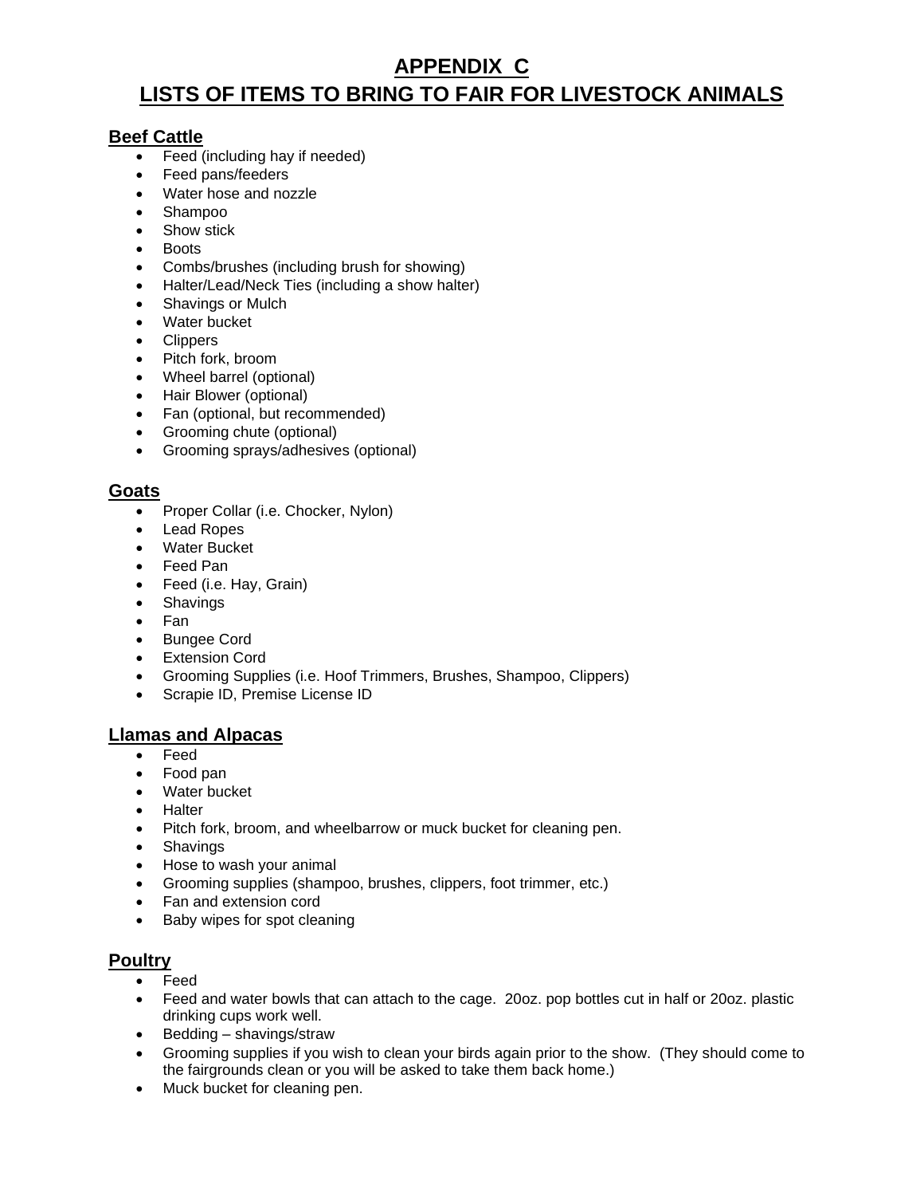# APPENDIX C
# LISTS OF ITEMS TO BRING TO FAIR FOR LIVESTOCK ANIMALS

## Beef Cattle

- Feed (including hay if needed)
- Feed pans/feeders
- Water hose and nozzle
- Shampoo
- Show stick
- Boots
- Combs/brushes (including brush for showing)
- Halter/Lead/Neck Ties (including a show halter)
- Shavings or Mulch
- Water bucket
- Clippers
- Pitch fork, broom
- Wheel barrel (optional)
- Hair Blower (optional)
- Fan (optional, but recommended)
- Grooming chute (optional)
- Grooming sprays/adhesives (optional)

## Goats

- Proper Collar (i.e. Chocker, Nylon)
- Lead Ropes
- Water Bucket
- Feed Pan
- Feed (i.e. Hay, Grain)
- Shavings
- Fan
- Bungee Cord
- Extension Cord
- Grooming Supplies (i.e. Hoof Trimmers, Brushes, Shampoo, Clippers)
- Scrapie ID, Premise License ID

## Llamas and Alpacas

- Feed
- Food pan
- Water bucket
- Halter
- Pitch fork, broom, and wheelbarrow or muck bucket for cleaning pen.
- Shavings
- Hose to wash your animal
- Grooming supplies (shampoo, brushes, clippers, foot trimmer, etc.)
- Fan and extension cord
- Baby wipes for spot cleaning

## Poultry

- Feed
- Feed and water bowls that can attach to the cage. 20oz. pop bottles cut in half or 20oz. plastic drinking cups work well.
- Bedding – shavings/straw
- Grooming supplies if you wish to clean your birds again prior to the show. (They should come to the fairgrounds clean or you will be asked to take them back home.)
- Muck bucket for cleaning pen.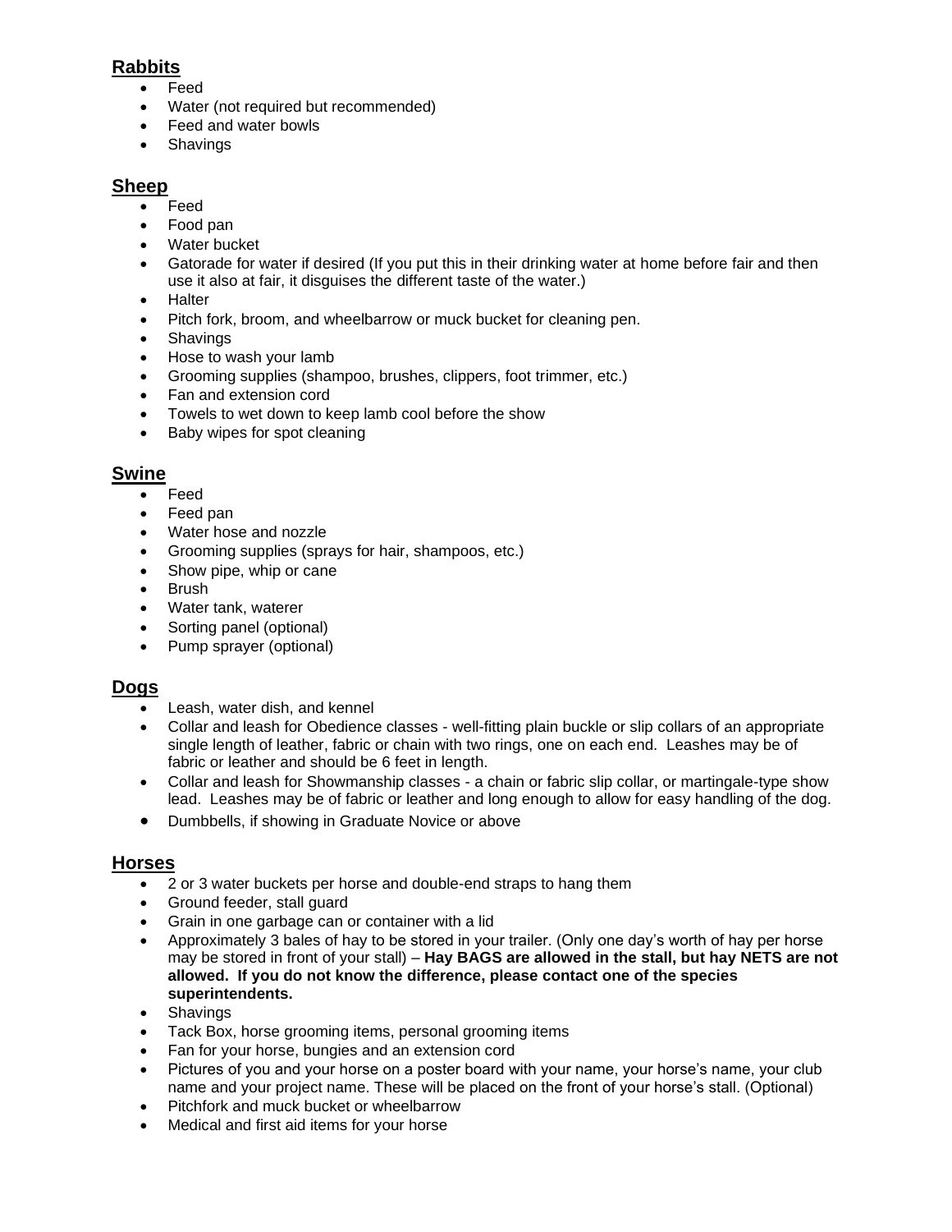## Rabbits

- Feed
- Water (not required but recommended)
- Feed and water bowls
- Shavings

## Sheep

- Feed
- Food pan
- Water bucket
- Gatorade for water if desired (If you put this in their drinking water at home before fair and then use it also at fair, it disguises the different taste of the water.)
- Halter
- Pitch fork, broom, and wheelbarrow or muck bucket for cleaning pen.
- Shavings
- Hose to wash your lamb
- Grooming supplies (shampoo, brushes, clippers, foot trimmer, etc.)
- Fan and extension cord
- Towels to wet down to keep lamb cool before the show
- Baby wipes for spot cleaning

## Swine

- Feed
- Feed pan
- Water hose and nozzle
- Grooming supplies (sprays for hair, shampoos, etc.)
- Show pipe, whip or cane
- Brush
- Water tank, waterer
- Sorting panel (optional)
- Pump sprayer (optional)

## Dogs

- Leash, water dish, and kennel
- Collar and leash for Obedience classes - well-fitting plain buckle or slip collars of an appropriate single length of leather, fabric or chain with two rings, one on each end. Leashes may be of fabric or leather and should be 6 feet in length.
- Collar and leash for Showmanship classes - a chain or fabric slip collar, or martingale-type show lead. Leashes may be of fabric or leather and long enough to allow for easy handling of the dog.
- Dumbbells, if showing in Graduate Novice or above

## Horses

- 2 or 3 water buckets per horse and double-end straps to hang them
- Ground feeder, stall guard
- Grain in one garbage can or container with a lid
- Approximately 3 bales of hay to be stored in your trailer. (Only one day's worth of hay per horse may be stored in front of your stall) – **Hay BAGS are allowed in the stall, but hay NETS are not allowed. If you do not know the difference, please contact one of the species superintendents.**
- Shavings
- Tack Box, horse grooming items, personal grooming items
- Fan for your horse, bungies and an extension cord
- Pictures of you and your horse on a poster board with your name, your horse's name, your club name and your project name. These will be placed on the front of your horse's stall. (Optional)
- Pitchfork and muck bucket or wheelbarrow
- Medical and first aid items for your horse